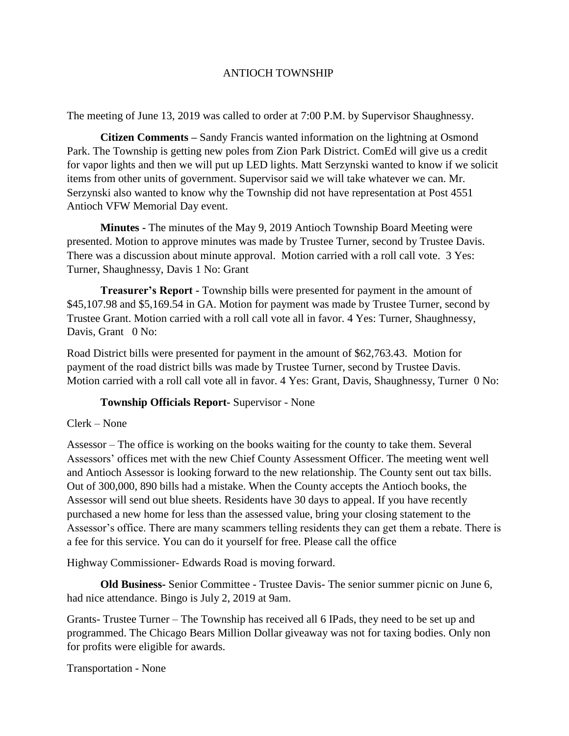# ANTIOCH TOWNSHIP

The meeting of June 13, 2019 was called to order at 7:00 P.M. by Supervisor Shaughnessy.

**Citizen Comments –** Sandy Francis wanted information on the lightning at Osmond Park. The Township is getting new poles from Zion Park District. ComEd will give us a credit for vapor lights and then we will put up LED lights. Matt Serzynski wanted to know if we solicit items from other units of government. Supervisor said we will take whatever we can. Mr. Serzynski also wanted to know why the Township did not have representation at Post 4551 Antioch VFW Memorial Day event.

**Minutes -** The minutes of the May 9, 2019 Antioch Township Board Meeting were presented. Motion to approve minutes was made by Trustee Turner, second by Trustee Davis. There was a discussion about minute approval. Motion carried with a roll call vote. 3 Yes: Turner, Shaughnessy, Davis 1 No: Grant

**Treasurer's Report -** Township bills were presented for payment in the amount of $45,107.98 and $5,169.54 in GA. Motion for payment was made by Trustee Turner, second by Trustee Grant. Motion carried with a roll call vote all in favor. 4 Yes: Turner, Shaughnessy, Davis, Grant 0 No:

Road District bills were presented for payment in the amount of $62,763.43. Motion for payment of the road district bills was made by Trustee Turner, second by Trustee Davis. Motion carried with a roll call vote all in favor. 4 Yes: Grant, Davis, Shaughnessy, Turner 0 No:

**Township Officials Report-** Supervisor - None

Clerk – None

Assessor – The office is working on the books waiting for the county to take them. Several Assessors' offices met with the new Chief County Assessment Officer. The meeting went well and Antioch Assessor is looking forward to the new relationship. The County sent out tax bills. Out of 300,000, 890 bills had a mistake. When the County accepts the Antioch books, the Assessor will send out blue sheets. Residents have 30 days to appeal. If you have recently purchased a new home for less than the assessed value, bring your closing statement to the Assessor's office. There are many scammers telling residents they can get them a rebate. There is a fee for this service. You can do it yourself for free. Please call the office

Highway Commissioner- Edwards Road is moving forward.

**Old Business-** Senior Committee - Trustee Davis- The senior summer picnic on June 6, had nice attendance. Bingo is July 2, 2019 at 9am.

Grants- Trustee Turner – The Township has received all 6 IPads, they need to be set up and programmed. The Chicago Bears Million Dollar giveaway was not for taxing bodies. Only non for profits were eligible for awards.

Transportation - None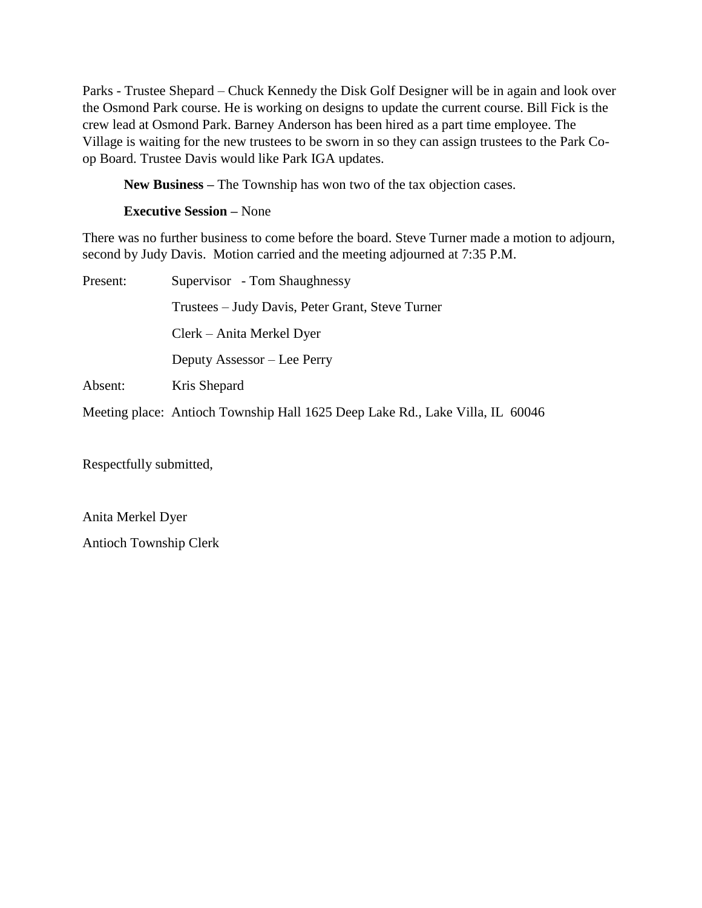Parks - Trustee Shepard – Chuck Kennedy the Disk Golf Designer will be in again and look over the Osmond Park course. He is working on designs to update the current course. Bill Fick is the crew lead at Osmond Park. Barney Anderson has been hired as a part time employee. The Village is waiting for the new trustees to be sworn in so they can assign trustees to the Park Co-op Board. Trustee Davis would like Park IGA updates.

**New Business –** The Township has won two of the tax objection cases.

**Executive Session –** None

There was no further business to come before the board. Steve Turner made a motion to adjourn, second by Judy Davis. Motion carried and the meeting adjourned at 7:35 P.M.

Present: Supervisor - Tom Shaughnessy

Trustees – Judy Davis, Peter Grant, Steve Turner

Clerk – Anita Merkel Dyer

Deputy Assessor – Lee Perry

Absent: Kris Shepard

Meeting place: Antioch Township Hall 1625 Deep Lake Rd., Lake Villa, IL 60046

Respectfully submitted,

Anita Merkel Dyer

Antioch Township Clerk